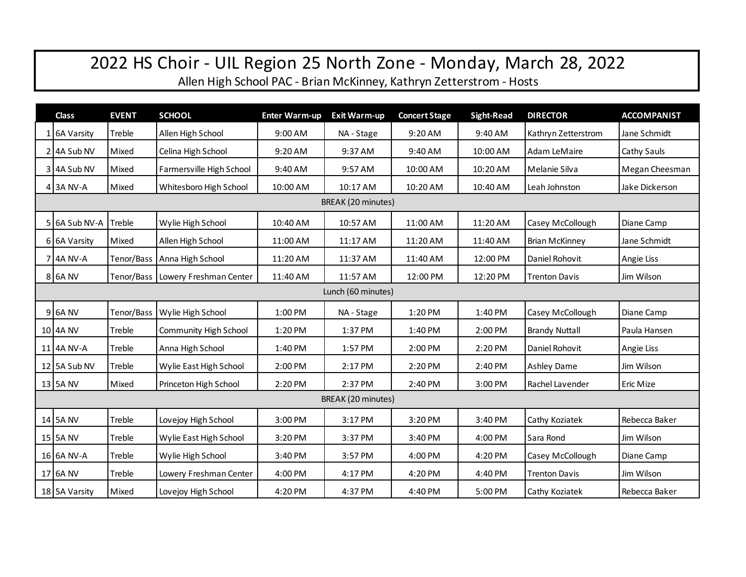# 2022 HS Choir - UIL Region 25 North Zone - Monday, March 28, 2022

Allen High School PAC - Brian McKinney, Kathryn Zetterstrom - Hosts

| | Class | EVENT | SCHOOL | Enter Warm-up | Exit Warm-up | Concert Stage | Sight-Read | DIRECTOR | ACCOMPANIST |
|---|---|---|---|---|---|---|---|---|---|
| 1 | 6A Varsity | Treble | Allen High School | 9:00 AM | NA - Stage | 9:20 AM | 9:40 AM | Kathryn Zetterstrom | Jane Schmidt |
| 2 | 4A Sub NV | Mixed | Celina High School | 9:20 AM | 9:37 AM | 9:40 AM | 10:00 AM | Adam LeMaire | Cathy Sauls |
| 3 | 4A Sub NV | Mixed | Farmersville High School | 9:40 AM | 9:57 AM | 10:00 AM | 10:20 AM | Melanie Silva | Megan Cheesman |
| 4 | 3A NV-A | Mixed | Whitesboro High School | 10:00 AM | 10:17 AM | 10:20 AM | 10:40 AM | Leah Johnston | Jake Dickerson |
| | | | | | BREAK (20 minutes) | | | | |
| 5 | 6A Sub NV-A | Treble | Wylie High School | 10:40 AM | 10:57 AM | 11:00 AM | 11:20 AM | Casey McCollough | Diane Camp |
| 6 | 6A Varsity | Mixed | Allen High School | 11:00 AM | 11:17 AM | 11:20 AM | 11:40 AM | Brian McKinney | Jane Schmidt |
| 7 | 4A NV-A | Tenor/Bass | Anna High School | 11:20 AM | 11:37 AM | 11:40 AM | 12:00 PM | Daniel Rohovit | Angie Liss |
| 8 | 6A NV | Tenor/Bass | Lowery Freshman Center | 11:40 AM | 11:57 AM | 12:00 PM | 12:20 PM | Trenton Davis | Jim Wilson |
| | | | | | Lunch (60 minutes) | | | | |
| 9 | 6A NV | Tenor/Bass | Wylie High School | 1:00 PM | NA - Stage | 1:20 PM | 1:40 PM | Casey McCollough | Diane Camp |
| 10 | 4A NV | Treble | Community High School | 1:20 PM | 1:37 PM | 1:40 PM | 2:00 PM | Brandy Nuttall | Paula Hansen |
| 11 | 4A NV-A | Treble | Anna High School | 1:40 PM | 1:57 PM | 2:00 PM | 2:20 PM | Daniel Rohovit | Angie Liss |
| 12 | 5A Sub NV | Treble | Wylie East High School | 2:00 PM | 2:17 PM | 2:20 PM | 2:40 PM | Ashley Dame | Jim Wilson |
| 13 | 5A NV | Mixed | Princeton High School | 2:20 PM | 2:37 PM | 2:40 PM | 3:00 PM | Rachel Lavender | Eric Mize |
| | | | | | BREAK (20 minutes) | | | | |
| 14 | 5A NV | Treble | Lovejoy High School | 3:00 PM | 3:17 PM | 3:20 PM | 3:40 PM | Cathy Koziatek | Rebecca Baker |
| 15 | 5A NV | Treble | Wylie East High School | 3:20 PM | 3:37 PM | 3:40 PM | 4:00 PM | Sara Rond | Jim Wilson |
| 16 | 6A NV-A | Treble | Wylie High School | 3:40 PM | 3:57 PM | 4:00 PM | 4:20 PM | Casey McCollough | Diane Camp |
| 17 | 6A NV | Treble | Lowery Freshman Center | 4:00 PM | 4:17 PM | 4:20 PM | 4:40 PM | Trenton Davis | Jim Wilson |
| 18 | 5A Varsity | Mixed | Lovejoy High School | 4:20 PM | 4:37 PM | 4:40 PM | 5:00 PM | Cathy Koziatek | Rebecca Baker |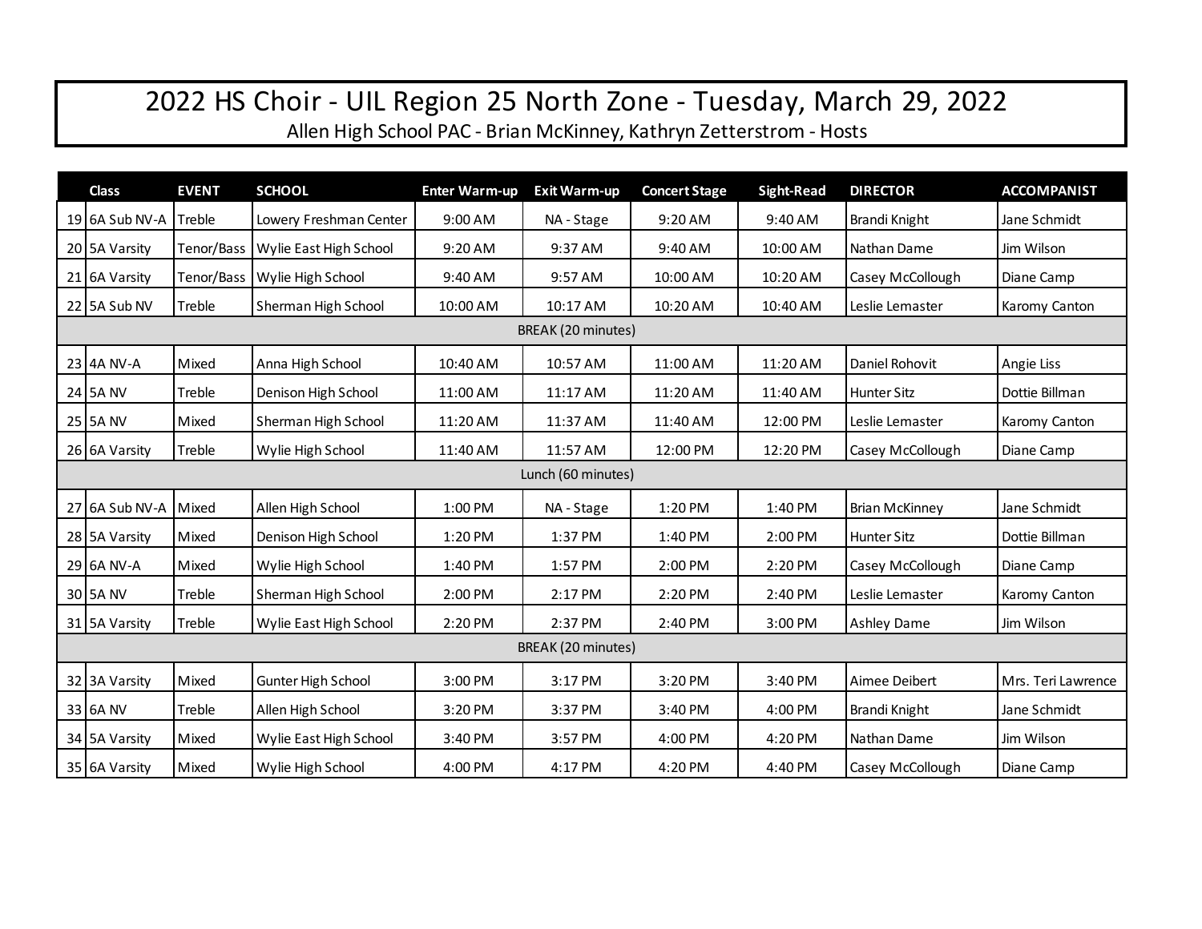# 2022 HS Choir - UIL Region 25 North Zone - Tuesday, March 29, 2022

Allen High School PAC - Brian McKinney, Kathryn Zetterstrom - Hosts

| | Class | EVENT | SCHOOL | Enter Warm-up | Exit Warm-up | Concert Stage | Sight-Read | DIRECTOR | ACCOMPANIST |
|---|---|---|---|---|---|---|---|---|---|
| 19 | 6A Sub NV-A | Treble | Lowery Freshman Center | 9:00 AM | NA - Stage | 9:20 AM | 9:40 AM | Brandi Knight | Jane Schmidt |
| 20 | 5A Varsity | Tenor/Bass | Wylie East High School | 9:20 AM | 9:37 AM | 9:40 AM | 10:00 AM | Nathan Dame | Jim Wilson |
| 21 | 6A Varsity | Tenor/Bass | Wylie High School | 9:40 AM | 9:57 AM | 10:00 AM | 10:20 AM | Casey McCollough | Diane Camp |
| 22 | 5A Sub NV | Treble | Sherman High School | 10:00 AM | 10:17 AM | 10:20 AM | 10:40 AM | Leslie Lemaster | Karomy Canton |
| | | | | | BREAK (20 minutes) | | | | |
| 23 | 4A NV-A | Mixed | Anna High School | 10:40 AM | 10:57 AM | 11:00 AM | 11:20 AM | Daniel Rohovit | Angie Liss |
| 24 | 5A NV | Treble | Denison High School | 11:00 AM | 11:17 AM | 11:20 AM | 11:40 AM | Hunter Sitz | Dottie Billman |
| 25 | 5A NV | Mixed | Sherman High School | 11:20 AM | 11:37 AM | 11:40 AM | 12:00 PM | Leslie Lemaster | Karomy Canton |
| 26 | 6A Varsity | Treble | Wylie High School | 11:40 AM | 11:57 AM | 12:00 PM | 12:20 PM | Casey McCollough | Diane Camp |
| | | | | | Lunch (60 minutes) | | | | |
| 27 | 6A Sub NV-A | Mixed | Allen High School | 1:00 PM | NA - Stage | 1:20 PM | 1:40 PM | Brian McKinney | Jane Schmidt |
| 28 | 5A Varsity | Mixed | Denison High School | 1:20 PM | 1:37 PM | 1:40 PM | 2:00 PM | Hunter Sitz | Dottie Billman |
| 29 | 6A NV-A | Mixed | Wylie High School | 1:40 PM | 1:57 PM | 2:00 PM | 2:20 PM | Casey McCollough | Diane Camp |
| 30 | 5A NV | Treble | Sherman High School | 2:00 PM | 2:17 PM | 2:20 PM | 2:40 PM | Leslie Lemaster | Karomy Canton |
| 31 | 5A Varsity | Treble | Wylie East High School | 2:20 PM | 2:37 PM | 2:40 PM | 3:00 PM | Ashley Dame | Jim Wilson |
| | | | | | BREAK (20 minutes) | | | | |
| 32 | 3A Varsity | Mixed | Gunter High School | 3:00 PM | 3:17 PM | 3:20 PM | 3:40 PM | Aimee Deibert | Mrs. Teri Lawrence |
| 33 | 6A NV | Treble | Allen High School | 3:20 PM | 3:37 PM | 3:40 PM | 4:00 PM | Brandi Knight | Jane Schmidt |
| 34 | 5A Varsity | Mixed | Wylie East High School | 3:40 PM | 3:57 PM | 4:00 PM | 4:20 PM | Nathan Dame | Jim Wilson |
| 35 | 6A Varsity | Mixed | Wylie High School | 4:00 PM | 4:17 PM | 4:20 PM | 4:40 PM | Casey McCollough | Diane Camp |